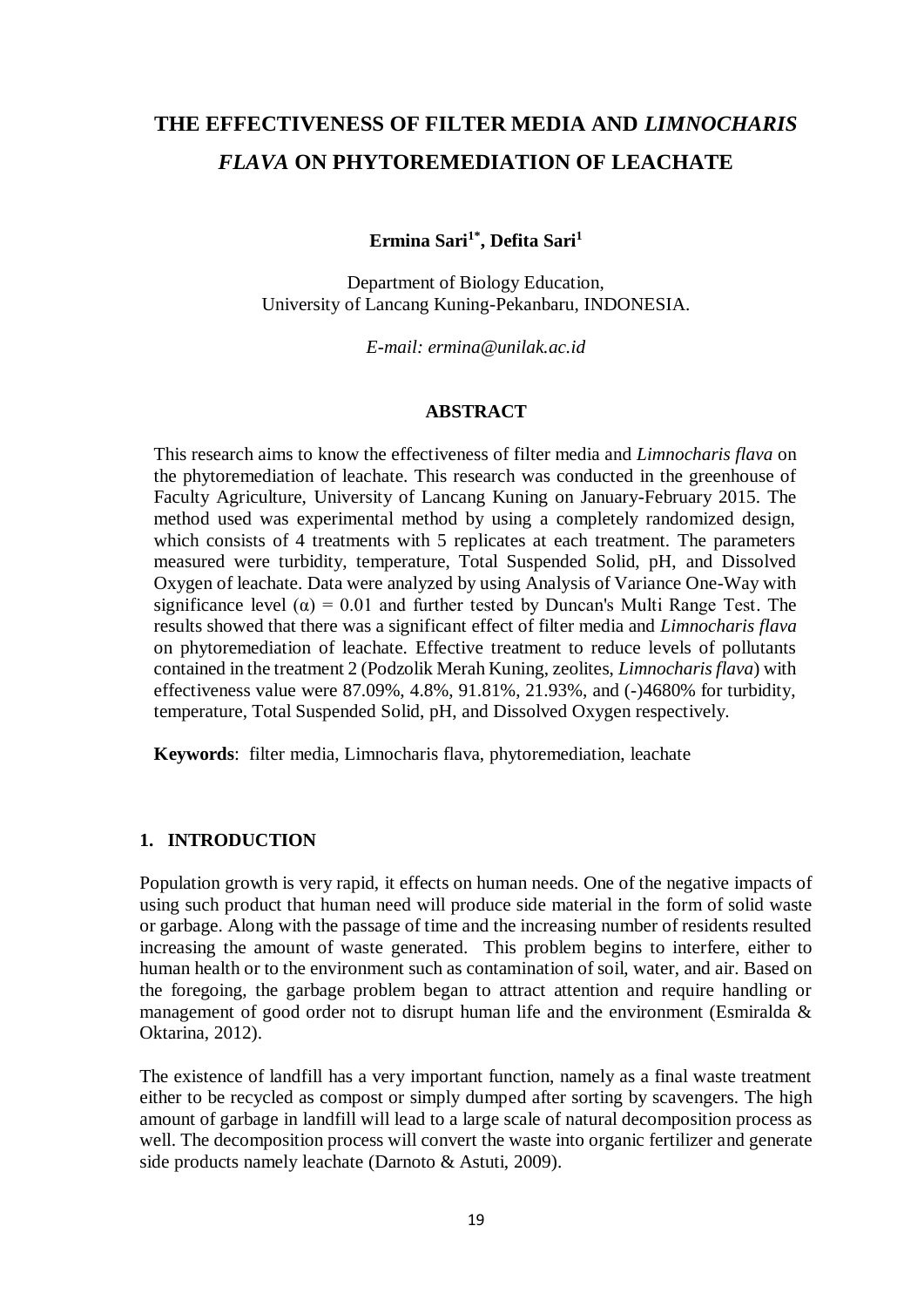# THE EFFECTIVENESS OF FILTER MEDIA AND *LIMNOCHARIS FLAVA* ON PHYTOREMEDIATION OF LEACHATE

**Ermina Sari[1*], Defita Sari[1]**

Department of Biology Education,
University of Lancang Kuning-Pekanbaru, INDONESIA.

*E-mail: ermina@unilak.ac.id*

## ABSTRACT

This research aims to know the effectiveness of filter media and *Limnocharis flava* on the phytoremediation of leachate. This research was conducted in the greenhouse of Faculty Agriculture, University of Lancang Kuning on January-February 2015. The method used was experimental method by using a completely randomized design, which consists of 4 treatments with 5 replicates at each treatment. The parameters measured were turbidity, temperature, Total Suspended Solid, pH, and Dissolved Oxygen of leachate. Data were analyzed by using Analysis of Variance One-Way with significance level ($\alpha$) = 0.01 and further tested by Duncan's Multi Range Test. The results showed that there was a significant effect of filter media and *Limnocharis flava* on phytoremediation of leachate. Effective treatment to reduce levels of pollutants contained in the treatment 2 (Podzolik Merah Kuning, zeolites, *Limnocharis flava*) with effectiveness value were 87.09%, 4.8%, 91.81%, 21.93%, and (-)4680% for turbidity, temperature, Total Suspended Solid, pH, and Dissolved Oxygen respectively.

**Keywords**: filter media, Limnocharis flava, phytoremediation, leachate

## 1. INTRODUCTION

Population growth is very rapid, it effects on human needs. One of the negative impacts of using such product that human need will produce side material in the form of solid waste or garbage. Along with the passage of time and the increasing number of residents resulted increasing the amount of waste generated. This problem begins to interfere, either to human health or to the environment such as contamination of soil, water, and air. Based on the foregoing, the garbage problem began to attract attention and require handling or management of good order not to disrupt human life and the environment (Esmiralda & Oktarina, 2012).

The existence of landfill has a very important function, namely as a final waste treatment either to be recycled as compost or simply dumped after sorting by scavengers. The high amount of garbage in landfill will lead to a large scale of natural decomposition process as well. The decomposition process will convert the waste into organic fertilizer and generate side products namely leachate (Darnoto & Astuti, 2009).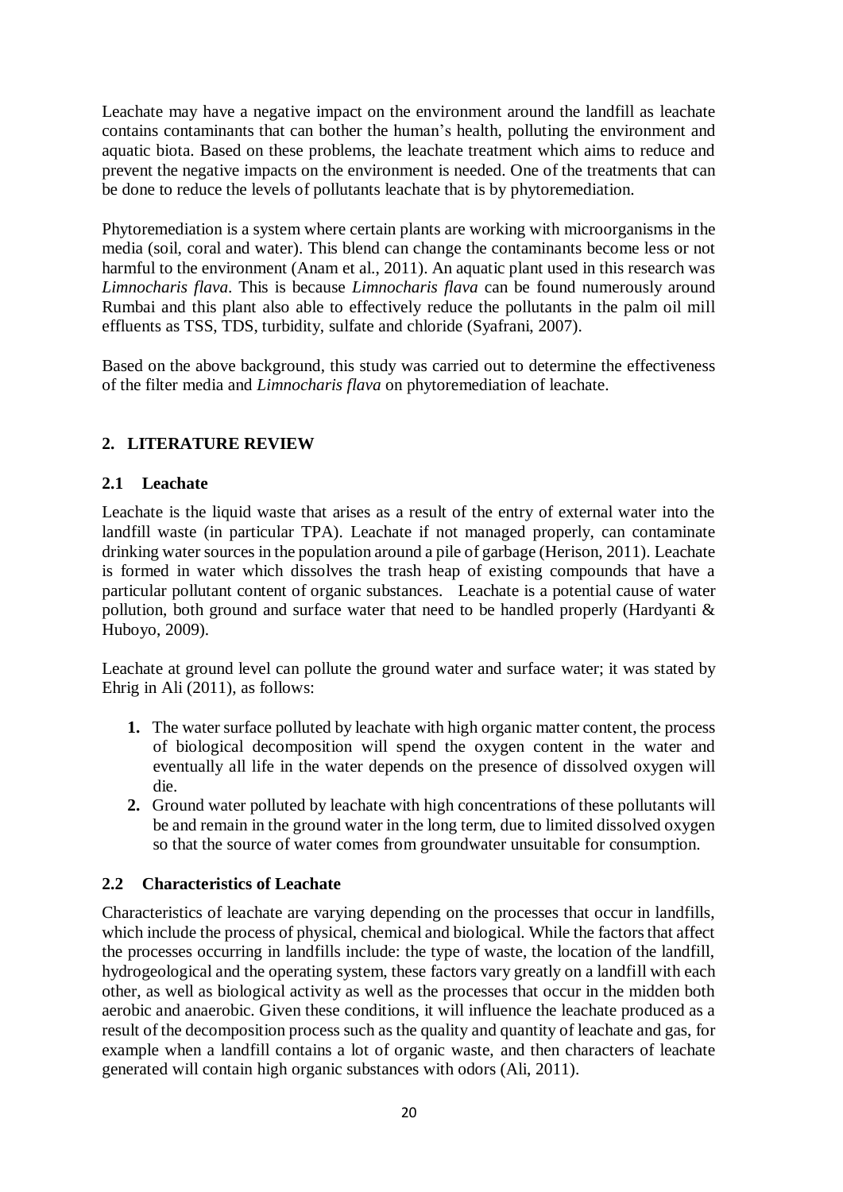Leachate may have a negative impact on the environment around the landfill as leachate contains contaminants that can bother the human's health, polluting the environment and aquatic biota. Based on these problems, the leachate treatment which aims to reduce and prevent the negative impacts on the environment is needed. One of the treatments that can be done to reduce the levels of pollutants leachate that is by phytoremediation.

Phytoremediation is a system where certain plants are working with microorganisms in the media (soil, coral and water). This blend can change the contaminants become less or not harmful to the environment (Anam et al., 2011). An aquatic plant used in this research was *Limnocharis flava*. This is because *Limnocharis flava* can be found numerously around Rumbai and this plant also able to effectively reduce the pollutants in the palm oil mill effluents as TSS, TDS, turbidity, sulfate and chloride (Syafrani, 2007).

Based on the above background, this study was carried out to determine the effectiveness of the filter media and *Limnocharis flava* on phytoremediation of leachate.

## 2. LITERATURE REVIEW

### 2.1 Leachate

Leachate is the liquid waste that arises as a result of the entry of external water into the landfill waste (in particular TPA). Leachate if not managed properly, can contaminate drinking water sources in the population around a pile of garbage (Herison, 2011). Leachate is formed in water which dissolves the trash heap of existing compounds that have a particular pollutant content of organic substances. Leachate is a potential cause of water pollution, both ground and surface water that need to be handled properly (Hardyanti & Huboyo, 2009).

Leachate at ground level can pollute the ground water and surface water; it was stated by Ehrig in Ali (2011), as follows:

1. The water surface polluted by leachate with high organic matter content, the process of biological decomposition will spend the oxygen content in the water and eventually all life in the water depends on the presence of dissolved oxygen will die.
2. Ground water polluted by leachate with high concentrations of these pollutants will be and remain in the ground water in the long term, due to limited dissolved oxygen so that the source of water comes from groundwater unsuitable for consumption.

### 2.2 Characteristics of Leachate

Characteristics of leachate are varying depending on the processes that occur in landfills, which include the process of physical, chemical and biological. While the factors that affect the processes occurring in landfills include: the type of waste, the location of the landfill, hydrogeological and the operating system, these factors vary greatly on a landfill with each other, as well as biological activity as well as the processes that occur in the midden both aerobic and anaerobic. Given these conditions, it will influence the leachate produced as a result of the decomposition process such as the quality and quantity of leachate and gas, for example when a landfill contains a lot of organic waste, and then characters of leachate generated will contain high organic substances with odors (Ali, 2011).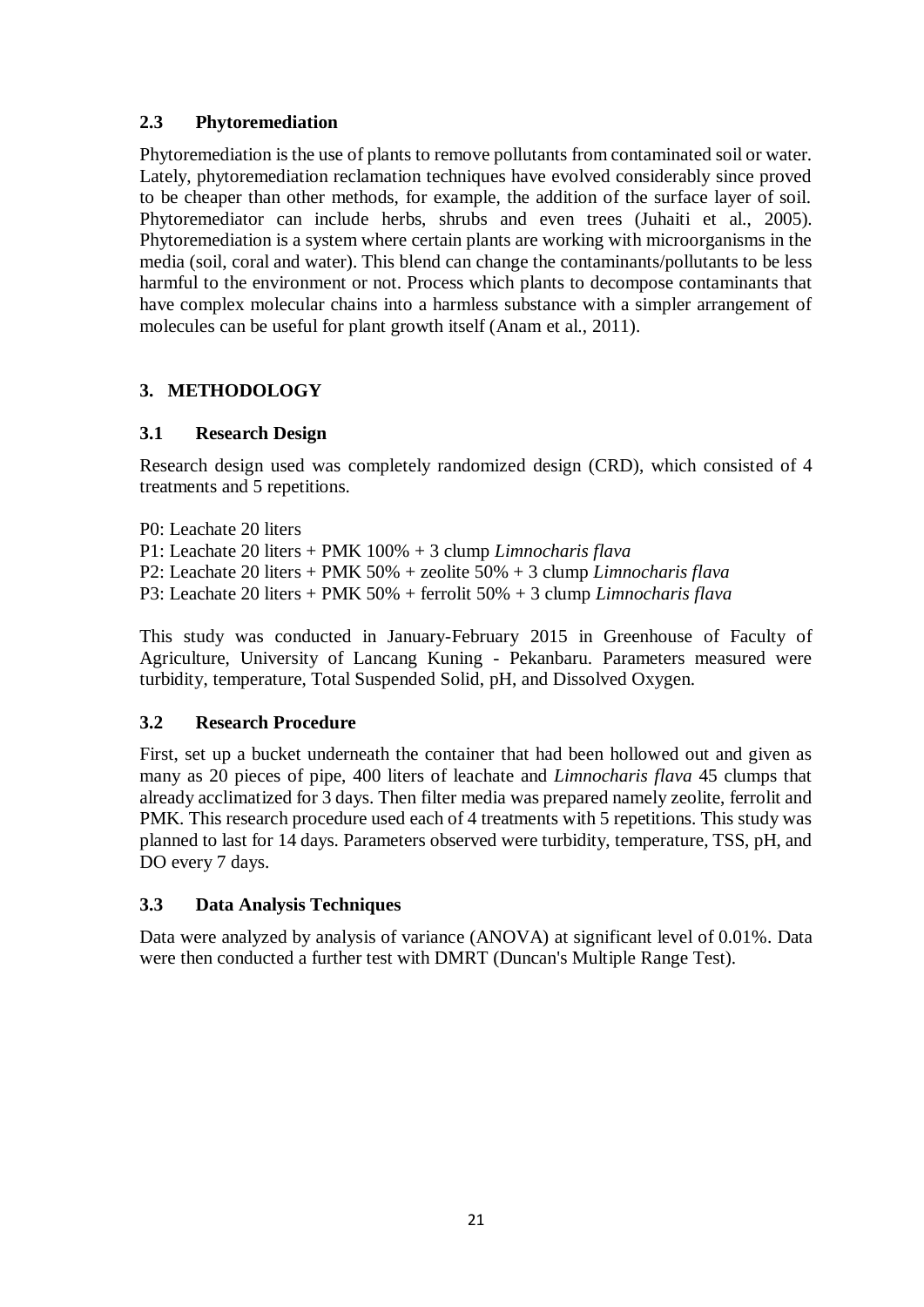### 2.3 Phytoremediation

Phytoremediation is the use of plants to remove pollutants from contaminated soil or water. Lately, phytoremediation reclamation techniques have evolved considerably since proved to be cheaper than other methods, for example, the addition of the surface layer of soil. Phytoremediator can include herbs, shrubs and even trees (Juhaiti et al., 2005). Phytoremediation is a system where certain plants are working with microorganisms in the media (soil, coral and water). This blend can change the contaminants/pollutants to be less harmful to the environment or not. Process which plants to decompose contaminants that have complex molecular chains into a harmless substance with a simpler arrangement of molecules can be useful for plant growth itself (Anam et al., 2011).

## 3. METHODOLOGY

### 3.1 Research Design

Research design used was completely randomized design (CRD), which consisted of 4 treatments and 5 repetitions.

P0: Leachate 20 liters  
P1: Leachate 20 liters + PMK 100% + 3 clump *Limnocharis flava*  
P2: Leachate 20 liters + PMK 50% + zeolite 50% + 3 clump *Limnocharis flava*  
P3: Leachate 20 liters + PMK 50% + ferrolit 50% + 3 clump *Limnocharis flava*

This study was conducted in January-February 2015 in Greenhouse of Faculty of Agriculture, University of Lancang Kuning - Pekanbaru. Parameters measured were turbidity, temperature, Total Suspended Solid, pH, and Dissolved Oxygen.

### 3.2 Research Procedure

First, set up a bucket underneath the container that had been hollowed out and given as many as 20 pieces of pipe, 400 liters of leachate and *Limnocharis flava* 45 clumps that already acclimatized for 3 days. Then filter media was prepared namely zeolite, ferrolit and PMK. This research procedure used each of 4 treatments with 5 repetitions. This study was planned to last for 14 days. Parameters observed were turbidity, temperature, TSS, pH, and DO every 7 days.

### 3.3 Data Analysis Techniques

Data were analyzed by analysis of variance (ANOVA) at significant level of 0.01%. Data were then conducted a further test with DMRT (Duncan's Multiple Range Test).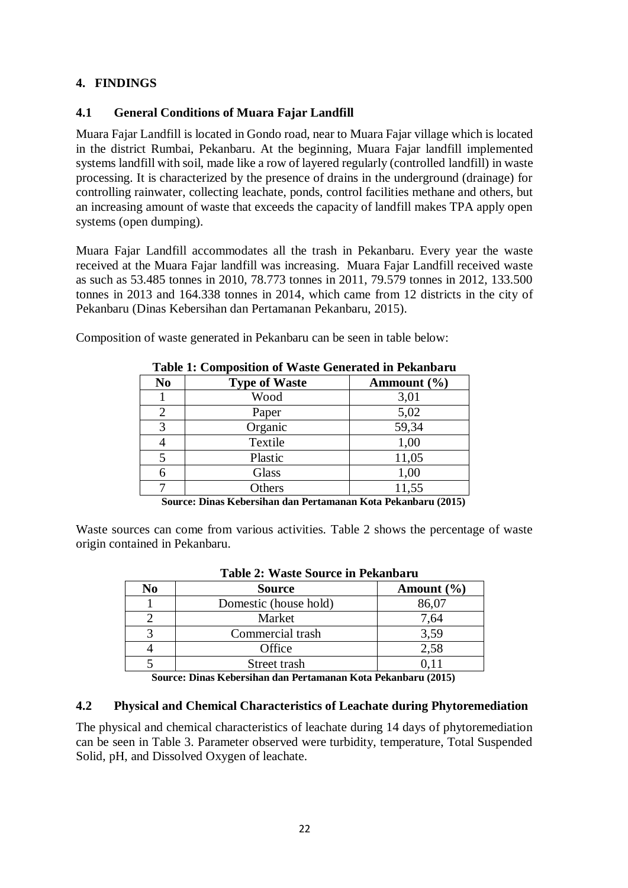## 4. FINDINGS

### 4.1 General Conditions of Muara Fajar Landfill

Muara Fajar Landfill is located in Gondo road, near to Muara Fajar village which is located in the district Rumbai, Pekanbaru. At the beginning, Muara Fajar landfill implemented systems landfill with soil, made like a row of layered regularly (controlled landfill) in waste processing. It is characterized by the presence of drains in the underground (drainage) for controlling rainwater, collecting leachate, ponds, control facilities methane and others, but an increasing amount of waste that exceeds the capacity of landfill makes TPA apply open systems (open dumping).

Muara Fajar Landfill accommodates all the trash in Pekanbaru. Every year the waste received at the Muara Fajar landfill was increasing. Muara Fajar Landfill received waste as such as 53.485 tonnes in 2010, 78.773 tonnes in 2011, 79.579 tonnes in 2012, 133.500 tonnes in 2013 and 164.338 tonnes in 2014, which came from 12 districts in the city of Pekanbaru (Dinas Kebersihan dan Pertamanan Pekanbaru, 2015).

Composition of waste generated in Pekanbaru can be seen in table below:

**Table 1: Composition of Waste Generated in Pekanbaru**

| No | Type of Waste | Ammount (%) |
|---|---|---|
| 1 | Wood | 3,01 |
| 2 | Paper | 5,02 |
| 3 | Organic | 59,34 |
| 4 | Textile | 1,00 |
| 5 | Plastic | 11,05 |
| 6 | Glass | 1,00 |
| 7 | Others | 11,55 |

**Source: Dinas Kebersihan dan Pertamanan Kota Pekanbaru (2015)**

Waste sources can come from various activities. Table 2 shows the percentage of waste origin contained in Pekanbaru.

**Table 2: Waste Source in Pekanbaru**

| No | Source | Amount (%) |
|---|---|---|
| 1 | Domestic (house hold) | 86,07 |
| 2 | Market | 7,64 |
| 3 | Commercial trash | 3,59 |
| 4 | Office | 2,58 |
| 5 | Street trash | 0,11 |

**Source: Dinas Kebersihan dan Pertamanan Kota Pekanbaru (2015)**

### 4.2 Physical and Chemical Characteristics of Leachate during Phytoremediation

The physical and chemical characteristics of leachate during 14 days of phytoremediation can be seen in Table 3. Parameter observed were turbidity, temperature, Total Suspended Solid, pH, and Dissolved Oxygen of leachate.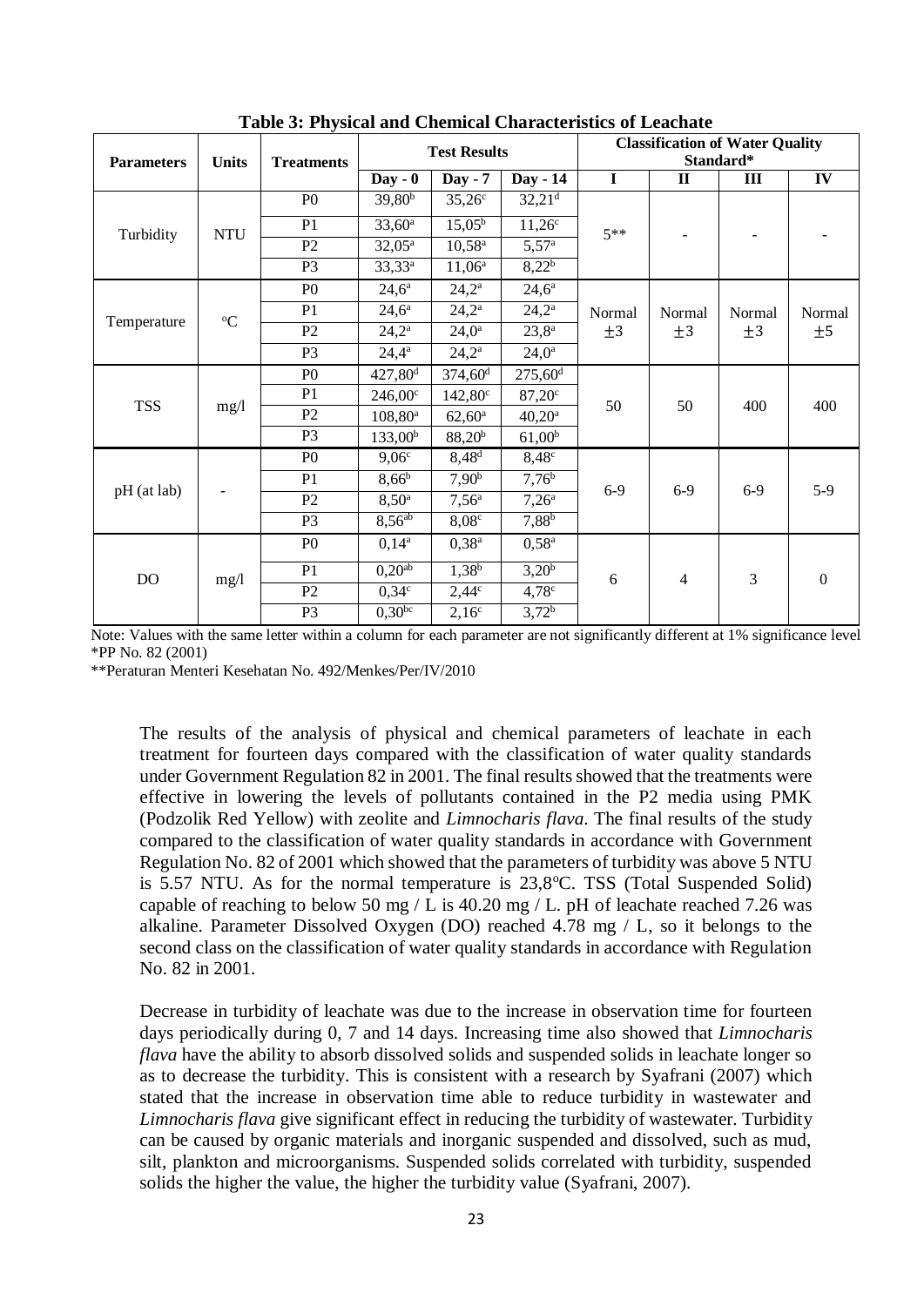**Table 3: Physical and Chemical Characteristics of Leachate**

| Parameters | Units | Treatments | Test Results | | | Classification of Water Quality Standard* | | | |
|---|---|---|---|---|---|---|---|---|---|
| | | | Day - 0 | Day - 7 | Day - 14 | I | II | III | IV |
| Turbidity | NTU | P0 | 39,80$^{b}$ | 35,26$^{c}$ | 32,21$^{d}$ | 5** | - | - | - |
| | | P1 | 33,60$^{a}$ | 15,05$^{b}$ | 11,26$^{c}$ | | | | |
| | | P2 | 32,05$^{a}$ | 10,58$^{a}$ | 5,57$^{a}$ | | | | |
| | | P3 | 33,33$^{a}$ | 11,06$^{a}$ | 8,22$^{b}$ | | | | |
| Temperature | $^{o}$C | P0 | 24,6$^{a}$ | 24,2$^{a}$ | 24,6$^{a}$ | Normal ±3 | Normal ±3 | Normal ±3 | Normal ±5 |
| | | P1 | 24,6$^{a}$ | 24,2$^{a}$ | 24,2$^{a}$ | | | | |
| | | P2 | 24,2$^{a}$ | 24,0$^{a}$ | 23,8$^{a}$ | | | | |
| | | P3 | 24,4$^{a}$ | 24,2$^{a}$ | 24,0$^{a}$ | | | | |
| TSS | mg/l | P0 | 427,80$^{d}$ | 374,60$^{d}$ | 275,60$^{d}$ | 50 | 50 | 400 | 400 |
| | | P1 | 246,00$^{c}$ | 142,80$^{c}$ | 87,20$^{c}$ | | | | |
| | | P2 | 108,80$^{a}$ | 62,60$^{a}$ | 40,20$^{a}$ | | | | |
| | | P3 | 133,00$^{b}$ | 88,20$^{b}$ | 61,00$^{b}$ | | | | |
| pH (at lab) | - | P0 | 9,06$^{c}$ | 8,48$^{d}$ | 8,48$^{c}$ | 6-9 | 6-9 | 6-9 | 5-9 |
| | | P1 | 8,66$^{b}$ | 7,90$^{b}$ | 7,76$^{b}$ | | | | |
| | | P2 | 8,50$^{a}$ | 7,56$^{a}$ | 7,26$^{a}$ | | | | |
| | | P3 | 8,56$^{ab}$ | 8,08$^{c}$ | 7,88$^{b}$ | | | | |
| DO | mg/l | P0 | 0,14$^{a}$ | 0,38$^{a}$ | 0,58$^{a}$ | 6 | 4 | 3 | 0 |
| | | P1 | 0,20$^{ab}$ | 1,38$^{b}$ | 3,20$^{b}$ | | | | |
| | | P2 | 0,34$^{c}$ | 2,44$^{c}$ | 4,78$^{c}$ | | | | |
| | | P3 | 0,30$^{bc}$ | 2,16$^{c}$ | 3,72$^{b}$ | | | | |

Note: Values with the same letter within a column for each parameter are not significantly different at 1% significance level
*PP No. 82 (2001)
**Peraturan Menteri Kesehatan No. 492/Menkes/Per/IV/2010

The results of the analysis of physical and chemical parameters of leachate in each treatment for fourteen days compared with the classification of water quality standards under Government Regulation 82 in 2001. The final results showed that the treatments were effective in lowering the levels of pollutants contained in the P2 media using PMK (Podzolik Red Yellow) with zeolite and *Limnocharis flava*. The final results of the study compared to the classification of water quality standards in accordance with Government Regulation No. 82 of 2001 which showed that the parameters of turbidity was above 5 NTU is 5.57 NTU. As for the normal temperature is 23,8$^{o}$C. TSS (Total Suspended Solid) capable of reaching to below 50 mg / L is 40.20 mg / L. pH of leachate reached 7.26 was alkaline. Parameter Dissolved Oxygen (DO) reached 4.78 mg / L, so it belongs to the second class on the classification of water quality standards in accordance with Regulation No. 82 in 2001.

Decrease in turbidity of leachate was due to the increase in observation time for fourteen days periodically during 0, 7 and 14 days. Increasing time also showed that *Limnocharis flava* have the ability to absorb dissolved solids and suspended solids in leachate longer so as to decrease the turbidity. This is consistent with a research by Syafrani (2007) which stated that the increase in observation time able to reduce turbidity in wastewater and *Limnocharis flava* give significant effect in reducing the turbidity of wastewater. Turbidity can be caused by organic materials and inorganic suspended and dissolved, such as mud, silt, plankton and microorganisms. Suspended solids correlated with turbidity, suspended solids the higher the value, the higher the turbidity value (Syafrani, 2007).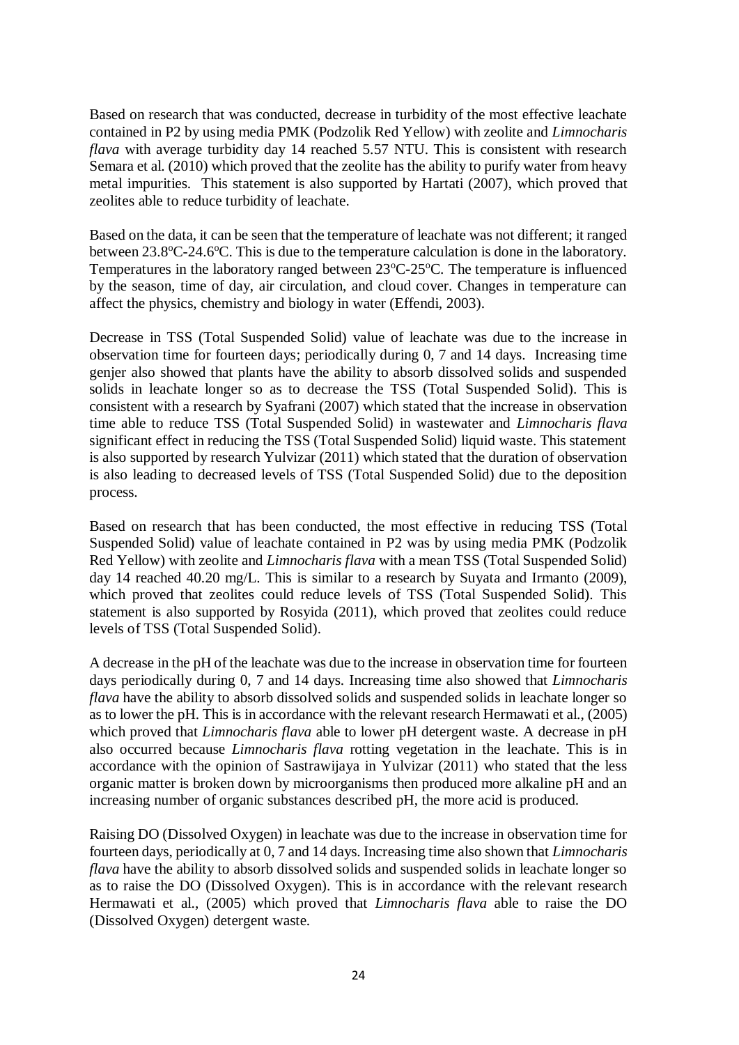Based on research that was conducted, decrease in turbidity of the most effective leachate contained in P2 by using media PMK (Podzolik Red Yellow) with zeolite and *Limnocharis flava* with average turbidity day 14 reached 5.57 NTU. This is consistent with research Semara et al. (2010) which proved that the zeolite has the ability to purify water from heavy metal impurities. This statement is also supported by Hartati (2007), which proved that zeolites able to reduce turbidity of leachate.

Based on the data, it can be seen that the temperature of leachate was not different; it ranged between 23.8$^o$C-24.6$^o$C. This is due to the temperature calculation is done in the laboratory. Temperatures in the laboratory ranged between 23$^o$C-25$^o$C. The temperature is influenced by the season, time of day, air circulation, and cloud cover. Changes in temperature can affect the physics, chemistry and biology in water (Effendi, 2003).

Decrease in TSS (Total Suspended Solid) value of leachate was due to the increase in observation time for fourteen days; periodically during 0, 7 and 14 days. Increasing time genjer also showed that plants have the ability to absorb dissolved solids and suspended solids in leachate longer so as to decrease the TSS (Total Suspended Solid). This is consistent with a research by Syafrani (2007) which stated that the increase in observation time able to reduce TSS (Total Suspended Solid) in wastewater and *Limnocharis flava* significant effect in reducing the TSS (Total Suspended Solid) liquid waste. This statement is also supported by research Yulvizar (2011) which stated that the duration of observation is also leading to decreased levels of TSS (Total Suspended Solid) due to the deposition process.

Based on research that has been conducted, the most effective in reducing TSS (Total Suspended Solid) value of leachate contained in P2 was by using media PMK (Podzolik Red Yellow) with zeolite and *Limnocharis flava* with a mean TSS (Total Suspended Solid) day 14 reached 40.20 mg/L. This is similar to a research by Suyata and Irmanto (2009), which proved that zeolites could reduce levels of TSS (Total Suspended Solid). This statement is also supported by Rosyida (2011), which proved that zeolites could reduce levels of TSS (Total Suspended Solid).

A decrease in the pH of the leachate was due to the increase in observation time for fourteen days periodically during 0, 7 and 14 days. Increasing time also showed that *Limnocharis flava* have the ability to absorb dissolved solids and suspended solids in leachate longer so as to lower the pH. This is in accordance with the relevant research Hermawati et al., (2005) which proved that *Limnocharis flava* able to lower pH detergent waste. A decrease in pH also occurred because *Limnocharis flava* rotting vegetation in the leachate. This is in accordance with the opinion of Sastrawijaya in Yulvizar (2011) who stated that the less organic matter is broken down by microorganisms then produced more alkaline pH and an increasing number of organic substances described pH, the more acid is produced.

Raising DO (Dissolved Oxygen) in leachate was due to the increase in observation time for fourteen days, periodically at 0, 7 and 14 days. Increasing time also shown that *Limnocharis flava* have the ability to absorb dissolved solids and suspended solids in leachate longer so as to raise the DO (Dissolved Oxygen). This is in accordance with the relevant research Hermawati et al., (2005) which proved that *Limnocharis flava* able to raise the DO (Dissolved Oxygen) detergent waste.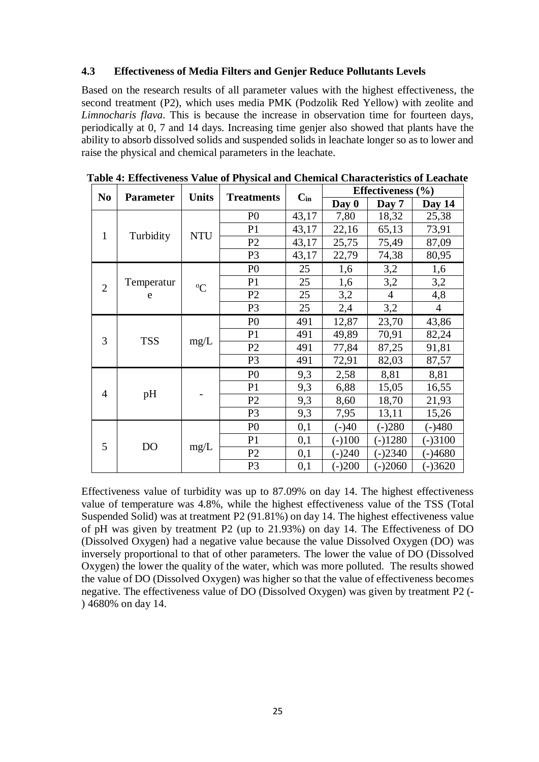### 4.3 Effectiveness of Media Filters and Genjer Reduce Pollutants Levels

Based on the research results of all parameter values with the highest effectiveness, the second treatment (P2), which uses media PMK (Podzolik Red Yellow) with zeolite and *Limnocharis flava*. This is because the increase in observation time for fourteen days, periodically at 0, 7 and 14 days. Increasing time genjer also showed that plants have the ability to absorb dissolved solids and suspended solids in leachate longer so as to lower and raise the physical and chemical parameters in the leachate.

**Table 4: Effectiveness Value of Physical and Chemical Characteristics of Leachate**

| No | Parameter | Units | Treatments | $C_{in}$ | Effectiveness (%) | | |
|---|---|---|---|---|---|---|---|
| | | | | | **Day 0** | **Day 7** | **Day 14** |
| 1 | Turbidity | NTU | P0 | 43,17 | 7,80 | 18,32 | 25,38 |
| | | | P1 | 43,17 | 22,16 | 65,13 | 73,91 |
| | | | P2 | 43,17 | 25,75 | 75,49 | 87,09 |
| | | | P3 | 43,17 | 22,79 | 74,38 | 80,95 |
| 2 | Temperature | °C | P0 | 25 | 1,6 | 3,2 | 1,6 |
| | | | P1 | 25 | 1,6 | 3,2 | 3,2 |
| | | | P2 | 25 | 3,2 | 4 | 4,8 |
| | | | P3 | 25 | 2,4 | 3,2 | 4 |
| 3 | TSS | mg/L | P0 | 491 | 12,87 | 23,70 | 43,86 |
| | | | P1 | 491 | 49,89 | 70,91 | 82,24 |
| | | | P2 | 491 | 77,84 | 87,25 | 91,81 |
| | | | P3 | 491 | 72,91 | 82,03 | 87,57 |
| 4 | pH | - | P0 | 9,3 | 2,58 | 8,81 | 8,81 |
| | | | P1 | 9,3 | 6,88 | 15,05 | 16,55 |
| | | | P2 | 9,3 | 8,60 | 18,70 | 21,93 |
| | | | P3 | 9,3 | 7,95 | 13,11 | 15,26 |
| 5 | DO | mg/L | P0 | 0,1 | (-)40 | (-)280 | (-)480 |
| | | | P1 | 0,1 | (-)100 | (-)1280 | (-)3100 |
| | | | P2 | 0,1 | (-)240 | (-)2340 | (-)4680 |
| | | | P3 | 0,1 | (-)200 | (-)2060 | (-)3620 |

Effectiveness value of turbidity was up to 87.09% on day 14. The highest effectiveness value of temperature was 4.8%, while the highest effectiveness value of the TSS (Total Suspended Solid) was at treatment P2 (91.81%) on day 14. The highest effectiveness value of pH was given by treatment P2 (up to 21.93%) on day 14. The Effectiveness of DO (Dissolved Oxygen) had a negative value because the value Dissolved Oxygen (DO) was inversely proportional to that of other parameters. The lower the value of DO (Dissolved Oxygen) the lower the quality of the water, which was more polluted. The results showed the value of DO (Dissolved Oxygen) was higher so that the value of effectiveness becomes negative. The effectiveness value of DO (Dissolved Oxygen) was given by treatment P2 (-) 4680% on day 14.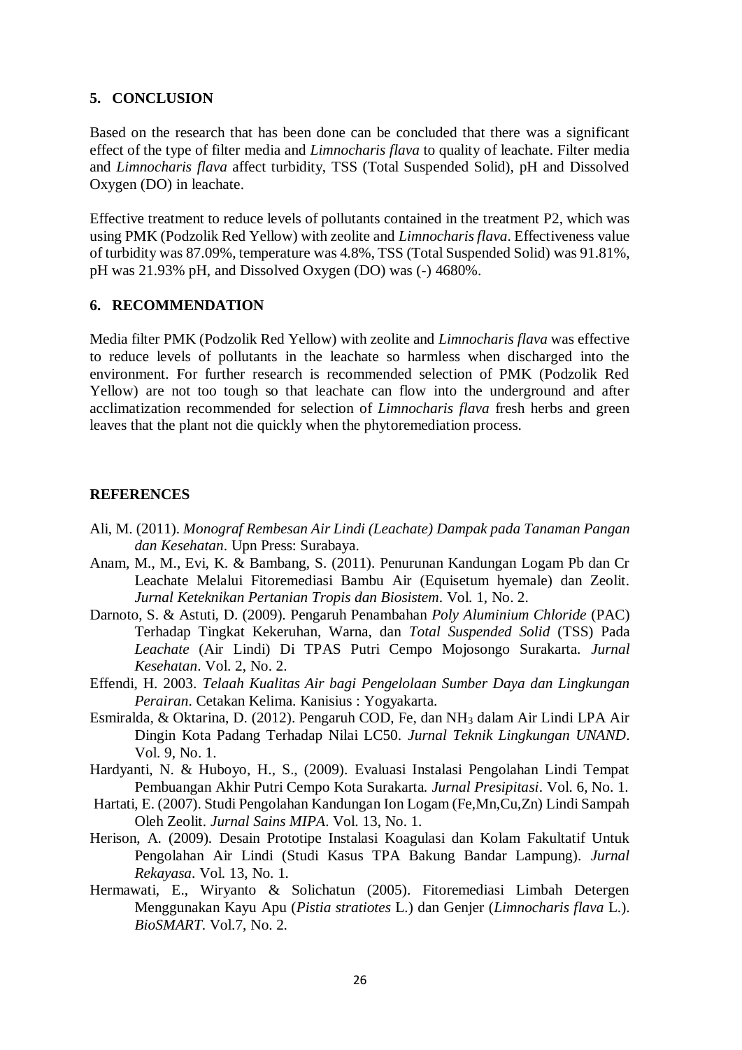## 5. CONCLUSION

Based on the research that has been done can be concluded that there was a significant effect of the type of filter media and *Limnocharis flava* to quality of leachate. Filter media and *Limnocharis flava* affect turbidity, TSS (Total Suspended Solid), pH and Dissolved Oxygen (DO) in leachate.

Effective treatment to reduce levels of pollutants contained in the treatment P2, which was using PMK (Podzolik Red Yellow) with zeolite and *Limnocharis flava*. Effectiveness value of turbidity was 87.09%, temperature was 4.8%, TSS (Total Suspended Solid) was 91.81%, pH was 21.93% pH, and Dissolved Oxygen (DO) was (-) 4680%.

## 6. RECOMMENDATION

Media filter PMK (Podzolik Red Yellow) with zeolite and *Limnocharis flava* was effective to reduce levels of pollutants in the leachate so harmless when discharged into the environment. For further research is recommended selection of PMK (Podzolik Red Yellow) are not too tough so that leachate can flow into the underground and after acclimatization recommended for selection of *Limnocharis flava* fresh herbs and green leaves that the plant not die quickly when the phytoremediation process.

## REFERENCES

Ali, M. (2011). *Monograf Rembesan Air Lindi (Leachate) Dampak pada Tanaman Pangan dan Kesehatan*. Upn Press: Surabaya.

Anam, M., M., Evi, K. & Bambang, S. (2011). Penurunan Kandungan Logam Pb dan Cr Leachate Melalui Fitoremediasi Bambu Air (Equisetum hyemale) dan Zeolit. *Jurnal Keteknikan Pertanian Tropis dan Biosistem*. Vol. 1, No. 2.

Darnoto, S. & Astuti, D. (2009). Pengaruh Penambahan *Poly Aluminium Chloride* (PAC) Terhadap Tingkat Kekeruhan, Warna, dan *Total Suspended Solid* (TSS) Pada *Leachate* (Air Lindi) Di TPAS Putri Cempo Mojosongo Surakarta. *Jurnal Kesehatan*. Vol. 2, No. 2.

Effendi, H. 2003. *Telaah Kualitas Air bagi Pengelolaan Sumber Daya dan Lingkungan Perairan*. Cetakan Kelima. Kanisius : Yogyakarta.

Esmiralda, & Oktarina, D. (2012). Pengaruh COD, Fe, dan $NH_3$ dalam Air Lindi LPA Air Dingin Kota Padang Terhadap Nilai LC50. *Jurnal Teknik Lingkungan UNAND*. Vol. 9, No. 1.

Hardyanti, N. & Huboyo, H., S., (2009). Evaluasi Instalasi Pengolahan Lindi Tempat Pembuangan Akhir Putri Cempo Kota Surakarta. *Jurnal Presipitasi*. Vol. 6, No. 1.

Hartati, E. (2007). Studi Pengolahan Kandungan Ion Logam (Fe,Mn,Cu,Zn) Lindi Sampah Oleh Zeolit. *Jurnal Sains MIPA*. Vol. 13, No. 1.

Herison, A. (2009). Desain Prototipe Instalasi Koagulasi dan Kolam Fakultatif Untuk Pengolahan Air Lindi (Studi Kasus TPA Bakung Bandar Lampung). *Jurnal Rekayasa*. Vol. 13, No. 1.

Hermawati, E., Wiryanto & Solichatun (2005). Fitoremediasi Limbah Detergen Menggunakan Kayu Apu (*Pistia stratiotes* L.) dan Genjer (*Limnocharis flava* L.). *BioSMART*. Vol.7, No. 2.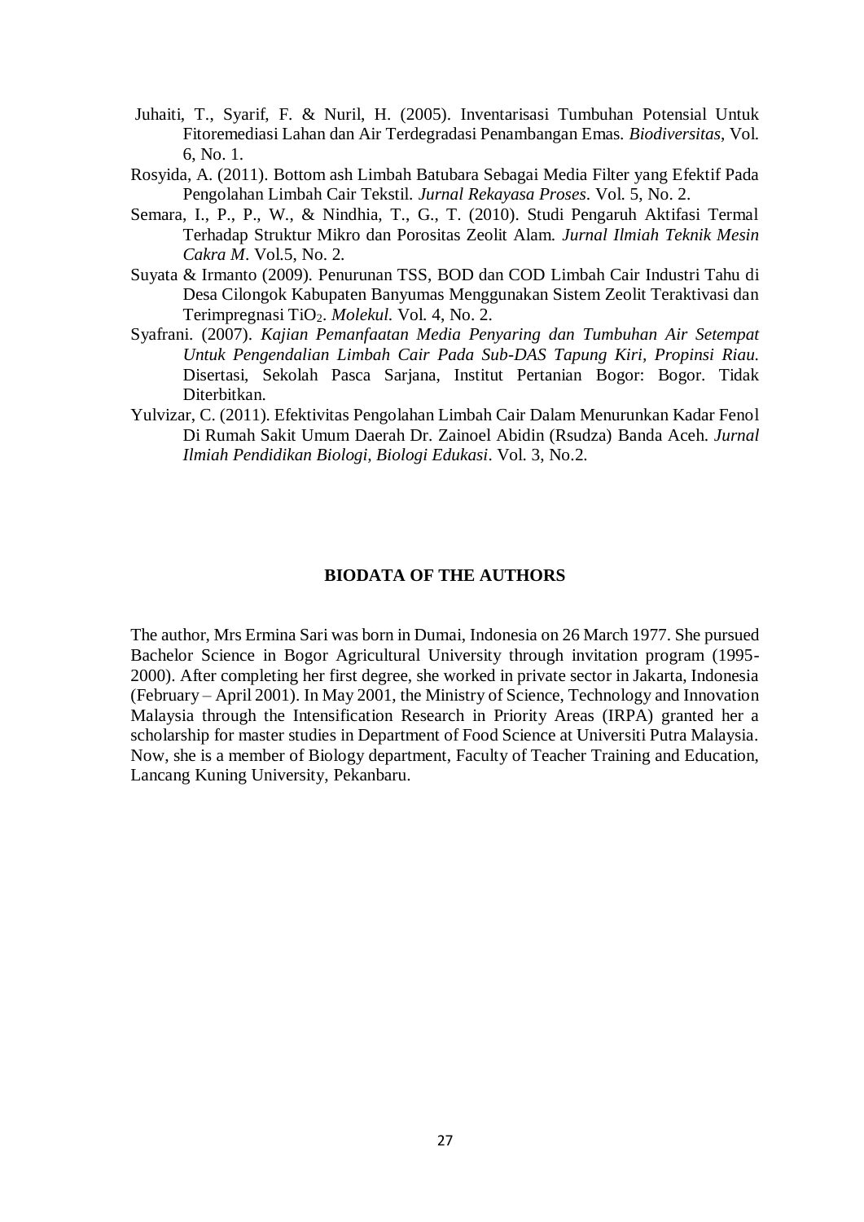Juhaiti, T., Syarif, F. & Nuril, H. (2005). Inventarisasi Tumbuhan Potensial Untuk Fitoremediasi Lahan dan Air Terdegradasi Penambangan Emas. *Biodiversitas*, Vol. 6, No. 1.

Rosyida, A. (2011). Bottom ash Limbah Batubara Sebagai Media Filter yang Efektif Pada Pengolahan Limbah Cair Tekstil. *Jurnal Rekayasa Proses*. Vol. 5, No. 2.

Semara, I., P., P., W., & Nindhia, T., G., T. (2010). Studi Pengaruh Aktifasi Termal Terhadap Struktur Mikro dan Porositas Zeolit Alam. *Jurnal Ilmiah Teknik Mesin Cakra M*. Vol.5, No. 2.

Suyata & Irmanto (2009). Penurunan TSS, BOD dan COD Limbah Cair Industri Tahu di Desa Cilongok Kabupaten Banyumas Menggunakan Sistem Zeolit Teraktivasi dan Terimpregnasi $TiO_2$. *Molekul*. Vol. 4, No. 2.

Syafrani. (2007). *Kajian Pemanfaatan Media Penyaring dan Tumbuhan Air Setempat Untuk Pengendalian Limbah Cair Pada Sub-DAS Tapung Kiri, Propinsi Riau.* Disertasi, Sekolah Pasca Sarjana, Institut Pertanian Bogor: Bogor. Tidak Diterbitkan.

Yulvizar, C. (2011). Efektivitas Pengolahan Limbah Cair Dalam Menurunkan Kadar Fenol Di Rumah Sakit Umum Daerah Dr. Zainoel Abidin (Rsudza) Banda Aceh. *Jurnal Ilmiah Pendidikan Biologi, Biologi Edukasi*. Vol. 3, No.2.

## BIODATA OF THE AUTHORS

The author, Mrs Ermina Sari was born in Dumai, Indonesia on 26 March 1977. She pursued Bachelor Science in Bogor Agricultural University through invitation program (1995-2000). After completing her first degree, she worked in private sector in Jakarta, Indonesia (February – April 2001). In May 2001, the Ministry of Science, Technology and Innovation Malaysia through the Intensification Research in Priority Areas (IRPA) granted her a scholarship for master studies in Department of Food Science at Universiti Putra Malaysia. Now, she is a member of Biology department, Faculty of Teacher Training and Education, Lancang Kuning University, Pekanbaru.